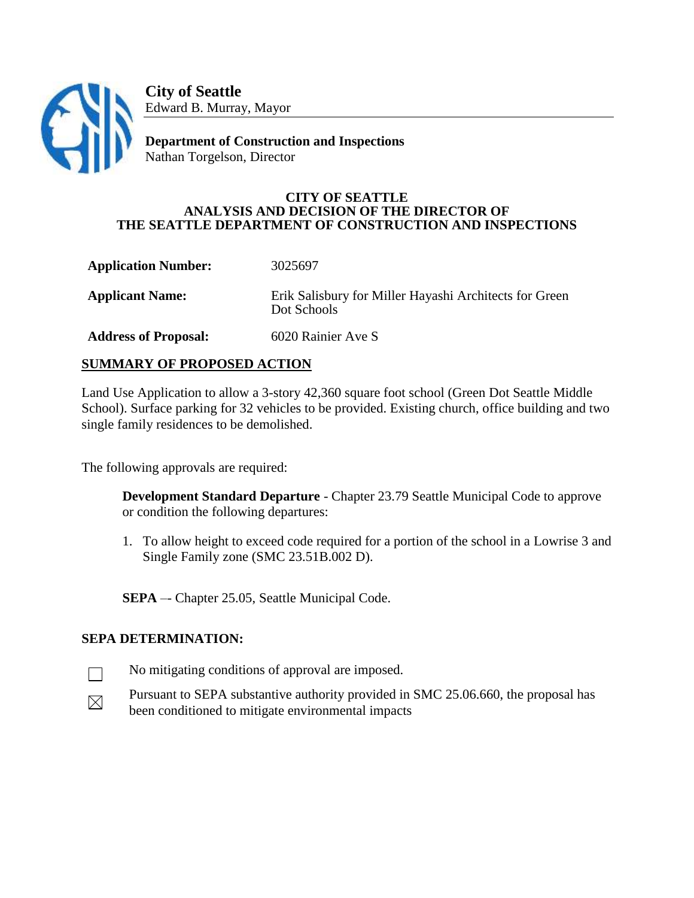**City of Seattle**
Edward B. Murray, Mayor

**Department of Construction and Inspections**
Nathan Torgelson, Director

# CITY OF SEATTLE
# ANALYSIS AND DECISION OF THE DIRECTOR OF THE SEATTLE DEPARTMENT OF CONSTRUCTION AND INSPECTIONS

| | |
|---|---|
| **Application Number:** | 3025697 |
| **Applicant Name:** | Erik Salisbury for Miller Hayashi Architects for Green Dot Schools |
| **Address of Proposal:** | 6020 Rainier Ave S |

## SUMMARY OF PROPOSED ACTION

Land Use Application to allow a 3-story 42,360 square foot school (Green Dot Seattle Middle School). Surface parking for 32 vehicles to be provided. Existing church, office building and two single family residences to be demolished.

The following approvals are required:

**Development Standard Departure** - Chapter 23.79 Seattle Municipal Code to approve or condition the following departures:

1. To allow height to exceed code required for a portion of the school in a Lowrise 3 and Single Family zone (SMC 23.51B.002 D).

**SEPA** –- Chapter 25.05, Seattle Municipal Code.

## SEPA DETERMINATION:

☐ No mitigating conditions of approval are imposed.

☒ Pursuant to SEPA substantive authority provided in SMC 25.06.660, the proposal has been conditioned to mitigate environmental impacts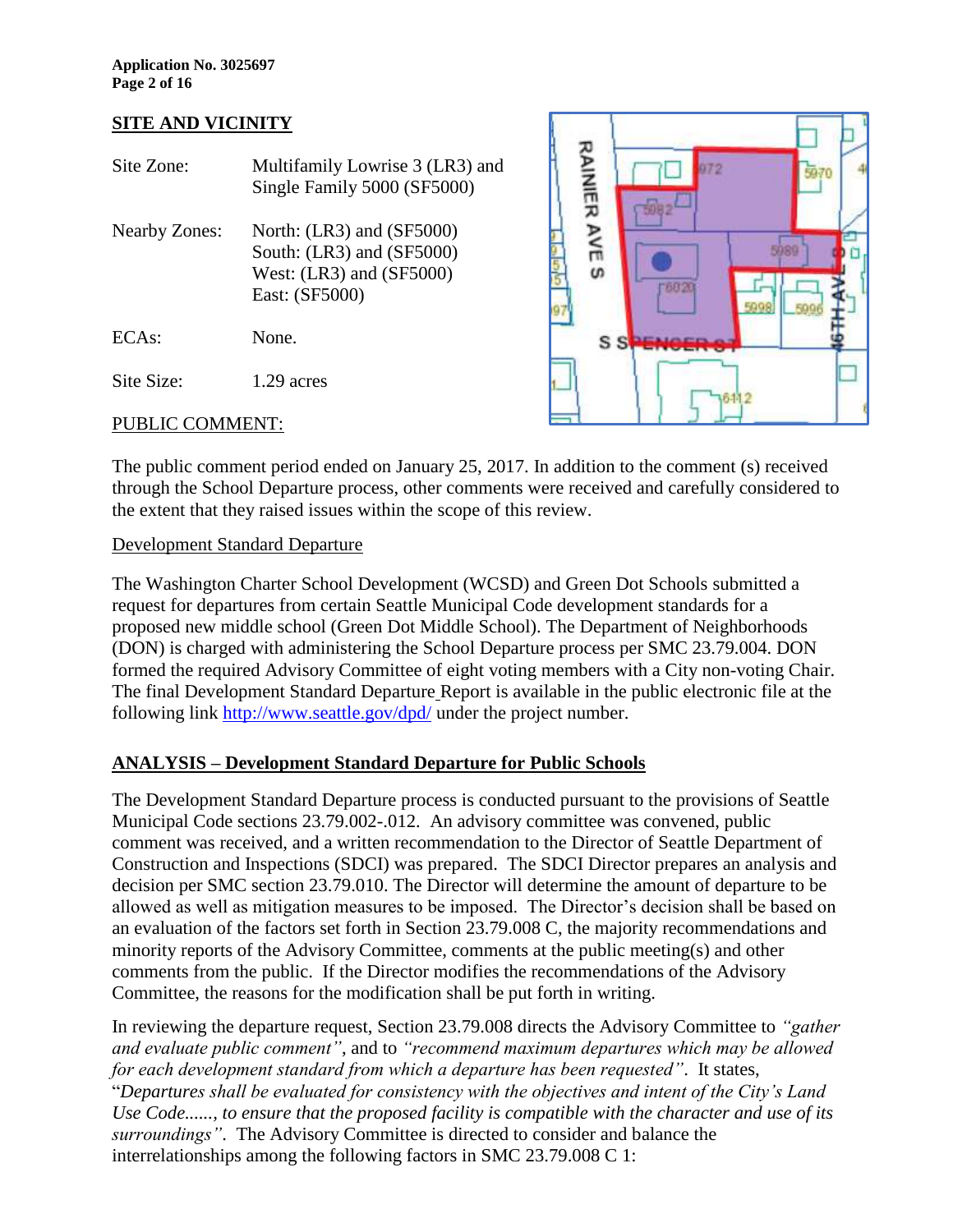## SITE AND VICINITY

Site Zone: Multifamily Lowrise 3 (LR3) and Single Family 5000 (SF5000)

Nearby Zones: North: (LR3) and (SF5000)
South: (LR3) and (SF5000)
West: (LR3) and (SF5000)
East: (SF5000)

ECAs: None.

Site Size: 1.29 acres

PUBLIC COMMENT:

The public comment period ended on January 25, 2017. In addition to the comment (s) received through the School Departure process, other comments were received and carefully considered to the extent that they raised issues within the scope of this review.

Development Standard Departure

The Washington Charter School Development (WCSD) and Green Dot Schools submitted a request for departures from certain Seattle Municipal Code development standards for a proposed new middle school (Green Dot Middle School). The Department of Neighborhoods (DON) is charged with administering the School Departure process per SMC 23.79.004. DON formed the required Advisory Committee of eight voting members with a City non-voting Chair. The final Development Standard Departure Report is available in the public electronic file at the following link http://www.seattle.gov/dpd/ under the project number.

## ANALYSIS – Development Standard Departure for Public Schools

The Development Standard Departure process is conducted pursuant to the provisions of Seattle Municipal Code sections 23.79.002-.012. An advisory committee was convened, public comment was received, and a written recommendation to the Director of Seattle Department of Construction and Inspections (SDCI) was prepared. The SDCI Director prepares an analysis and decision per SMC section 23.79.010. The Director will determine the amount of departure to be allowed as well as mitigation measures to be imposed. The Director's decision shall be based on an evaluation of the factors set forth in Section 23.79.008 C, the majority recommendations and minority reports of the Advisory Committee, comments at the public meeting(s) and other comments from the public. If the Director modifies the recommendations of the Advisory Committee, the reasons for the modification shall be put forth in writing.

In reviewing the departure request, Section 23.79.008 directs the Advisory Committee to *"gather and evaluate public comment"*, and to *"recommend maximum departures which may be allowed for each development standard from which a departure has been requested"*. It states, "*Departures shall be evaluated for consistency with the objectives and intent of the City's Land Use Code......, to ensure that the proposed facility is compatible with the character and use of its surroundings"*. The Advisory Committee is directed to consider and balance the interrelationships among the following factors in SMC 23.79.008 C 1: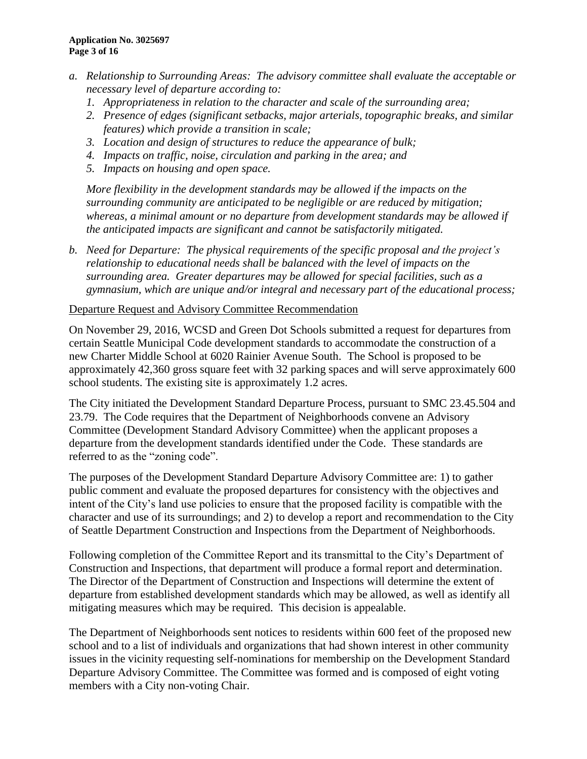*a. Relationship to Surrounding Areas: The advisory committee shall evaluate the acceptable or necessary level of departure according to:*

   *1. Appropriateness in relation to the character and scale of the surrounding area;*
   *2. Presence of edges (significant setbacks, major arterials, topographic breaks, and similar features) which provide a transition in scale;*
   *3. Location and design of structures to reduce the appearance of bulk;*
   *4. Impacts on traffic, noise, circulation and parking in the area; and*
   *5. Impacts on housing and open space.*

   *More flexibility in the development standards may be allowed if the impacts on the surrounding community are anticipated to be negligible or are reduced by mitigation; whereas, a minimal amount or no departure from development standards may be allowed if the anticipated impacts are significant and cannot be satisfactorily mitigated.*

*b. Need for Departure: The physical requirements of the specific proposal and the project's relationship to educational needs shall be balanced with the level of impacts on the surrounding area. Greater departures may be allowed for special facilities, such as a gymnasium, which are unique and/or integral and necessary part of the educational process;*

<u>Departure Request and Advisory Committee Recommendation</u>

On November 29, 2016, WCSD and Green Dot Schools submitted a request for departures from certain Seattle Municipal Code development standards to accommodate the construction of a new Charter Middle School at 6020 Rainier Avenue South. The School is proposed to be approximately 42,360 gross square feet with 32 parking spaces and will serve approximately 600 school students. The existing site is approximately 1.2 acres.

The City initiated the Development Standard Departure Process, pursuant to SMC 23.45.504 and 23.79. The Code requires that the Department of Neighborhoods convene an Advisory Committee (Development Standard Advisory Committee) when the applicant proposes a departure from the development standards identified under the Code. These standards are referred to as the "zoning code".

The purposes of the Development Standard Departure Advisory Committee are: 1) to gather public comment and evaluate the proposed departures for consistency with the objectives and intent of the City's land use policies to ensure that the proposed facility is compatible with the character and use of its surroundings; and 2) to develop a report and recommendation to the City of Seattle Department Construction and Inspections from the Department of Neighborhoods.

Following completion of the Committee Report and its transmittal to the City's Department of Construction and Inspections, that department will produce a formal report and determination. The Director of the Department of Construction and Inspections will determine the extent of departure from established development standards which may be allowed, as well as identify all mitigating measures which may be required. This decision is appealable.

The Department of Neighborhoods sent notices to residents within 600 feet of the proposed new school and to a list of individuals and organizations that had shown interest in other community issues in the vicinity requesting self-nominations for membership on the Development Standard Departure Advisory Committee. The Committee was formed and is composed of eight voting members with a City non-voting Chair.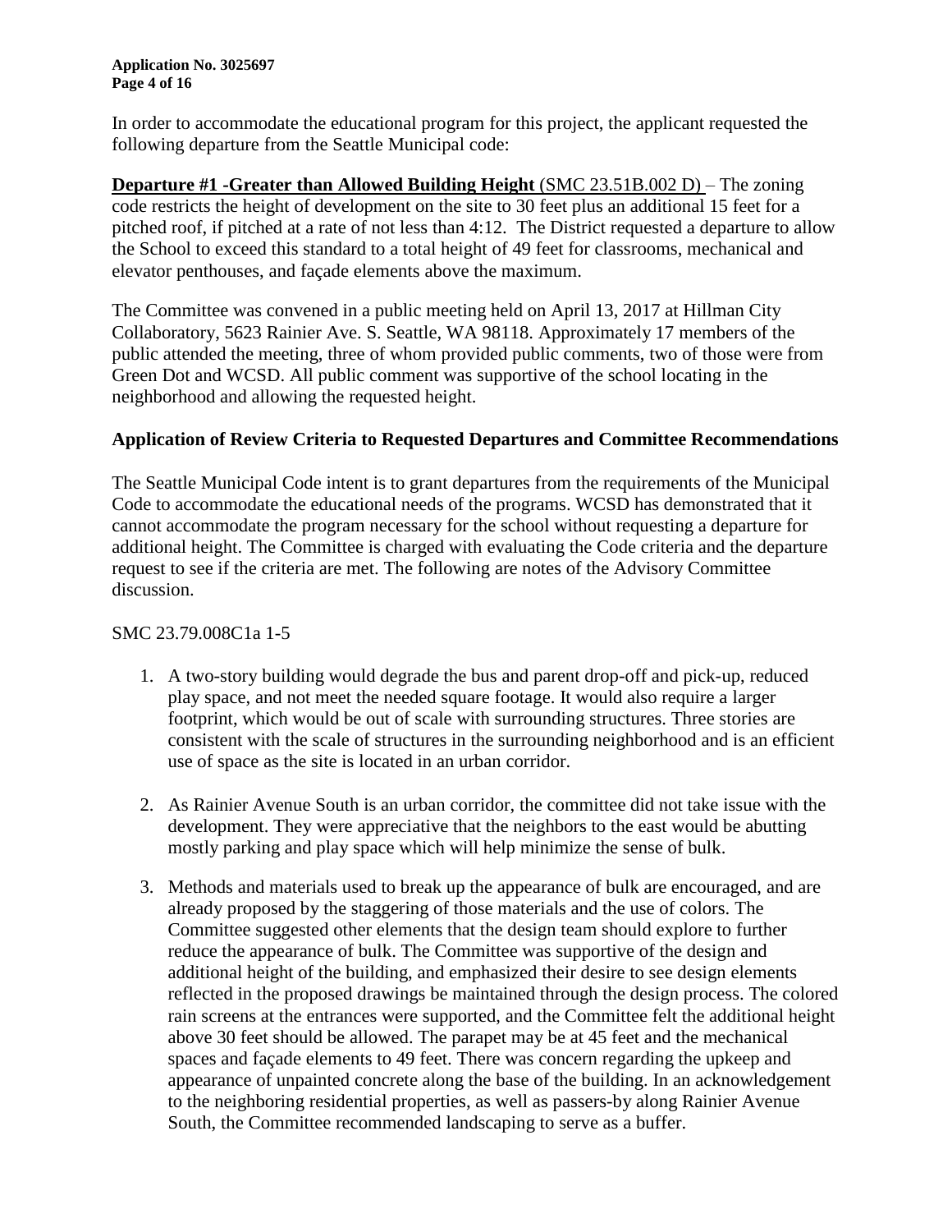In order to accommodate the educational program for this project, the applicant requested the following departure from the Seattle Municipal code:

**Departure #1 -Greater than Allowed Building Height** (SMC 23.51B.002 D) – The zoning code restricts the height of development on the site to 30 feet plus an additional 15 feet for a pitched roof, if pitched at a rate of not less than 4:12. The District requested a departure to allow the School to exceed this standard to a total height of 49 feet for classrooms, mechanical and elevator penthouses, and façade elements above the maximum.

The Committee was convened in a public meeting held on April 13, 2017 at Hillman City Collaboratory, 5623 Rainier Ave. S. Seattle, WA 98118. Approximately 17 members of the public attended the meeting, three of whom provided public comments, two of those were from Green Dot and WCSD. All public comment was supportive of the school locating in the neighborhood and allowing the requested height.

## Application of Review Criteria to Requested Departures and Committee Recommendations

The Seattle Municipal Code intent is to grant departures from the requirements of the Municipal Code to accommodate the educational needs of the programs. WCSD has demonstrated that it cannot accommodate the program necessary for the school without requesting a departure for additional height. The Committee is charged with evaluating the Code criteria and the departure request to see if the criteria are met. The following are notes of the Advisory Committee discussion.

SMC 23.79.008C1a 1-5

1. A two-story building would degrade the bus and parent drop-off and pick-up, reduced play space, and not meet the needed square footage. It would also require a larger footprint, which would be out of scale with surrounding structures. Three stories are consistent with the scale of structures in the surrounding neighborhood and is an efficient use of space as the site is located in an urban corridor.

2. As Rainier Avenue South is an urban corridor, the committee did not take issue with the development. They were appreciative that the neighbors to the east would be abutting mostly parking and play space which will help minimize the sense of bulk.

3. Methods and materials used to break up the appearance of bulk are encouraged, and are already proposed by the staggering of those materials and the use of colors. The Committee suggested other elements that the design team should explore to further reduce the appearance of bulk. The Committee was supportive of the design and additional height of the building, and emphasized their desire to see design elements reflected in the proposed drawings be maintained through the design process. The colored rain screens at the entrances were supported, and the Committee felt the additional height above 30 feet should be allowed. The parapet may be at 45 feet and the mechanical spaces and façade elements to 49 feet. There was concern regarding the upkeep and appearance of unpainted concrete along the base of the building. In an acknowledgement to the neighboring residential properties, as well as passers-by along Rainier Avenue South, the Committee recommended landscaping to serve as a buffer.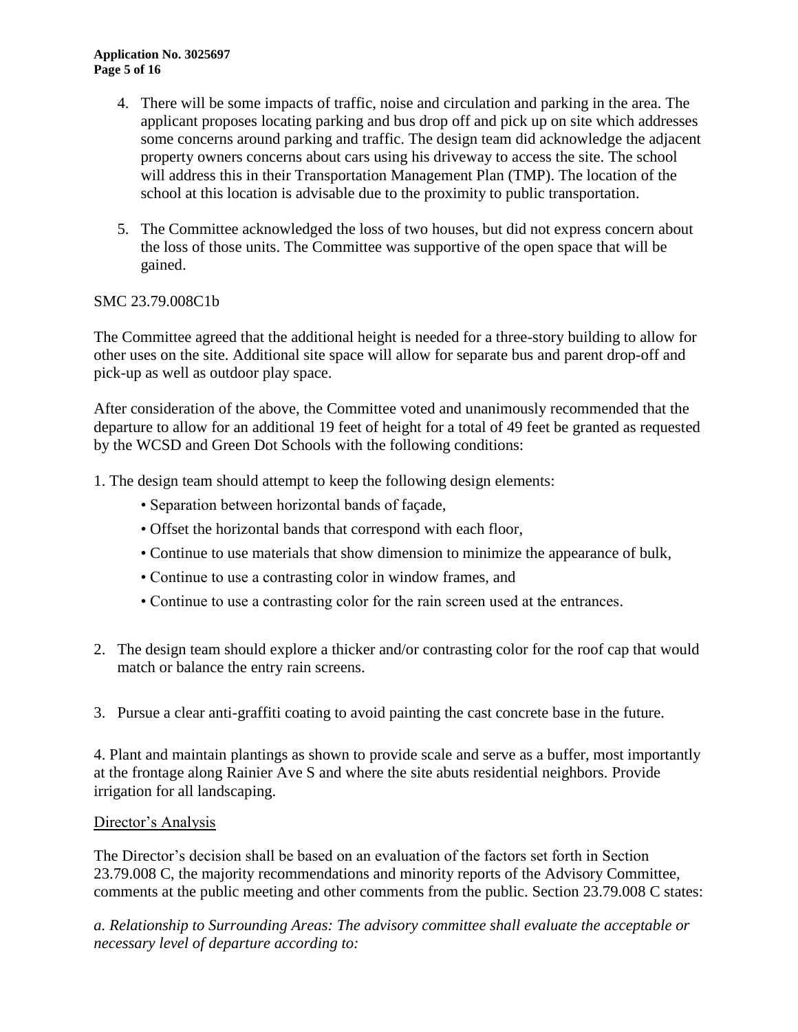4. There will be some impacts of traffic, noise and circulation and parking in the area. The applicant proposes locating parking and bus drop off and pick up on site which addresses some concerns around parking and traffic. The design team did acknowledge the adjacent property owners concerns about cars using his driveway to access the site. The school will address this in their Transportation Management Plan (TMP). The location of the school at this location is advisable due to the proximity to public transportation.

5. The Committee acknowledged the loss of two houses, but did not express concern about the loss of those units. The Committee was supportive of the open space that will be gained.

SMC 23.79.008C1b

The Committee agreed that the additional height is needed for a three-story building to allow for other uses on the site. Additional site space will allow for separate bus and parent drop-off and pick-up as well as outdoor play space.

After consideration of the above, the Committee voted and unanimously recommended that the departure to allow for an additional 19 feet of height for a total of 49 feet be granted as requested by the WCSD and Green Dot Schools with the following conditions:

1. The design team should attempt to keep the following design elements:
   - Separation between horizontal bands of façade,
   - Offset the horizontal bands that correspond with each floor,
   - Continue to use materials that show dimension to minimize the appearance of bulk,
   - Continue to use a contrasting color in window frames, and
   - Continue to use a contrasting color for the rain screen used at the entrances.

2. The design team should explore a thicker and/or contrasting color for the roof cap that would match or balance the entry rain screens.

3. Pursue a clear anti-graffiti coating to avoid painting the cast concrete base in the future.

4. Plant and maintain plantings as shown to provide scale and serve as a buffer, most importantly at the frontage along Rainier Ave S and where the site abuts residential neighbors. Provide irrigation for all landscaping.

<u>Director's Analysis</u>

The Director's decision shall be based on an evaluation of the factors set forth in Section 23.79.008 C, the majority recommendations and minority reports of the Advisory Committee, comments at the public meeting and other comments from the public. Section 23.79.008 C states:

*a. Relationship to Surrounding Areas: The advisory committee shall evaluate the acceptable or necessary level of departure according to:*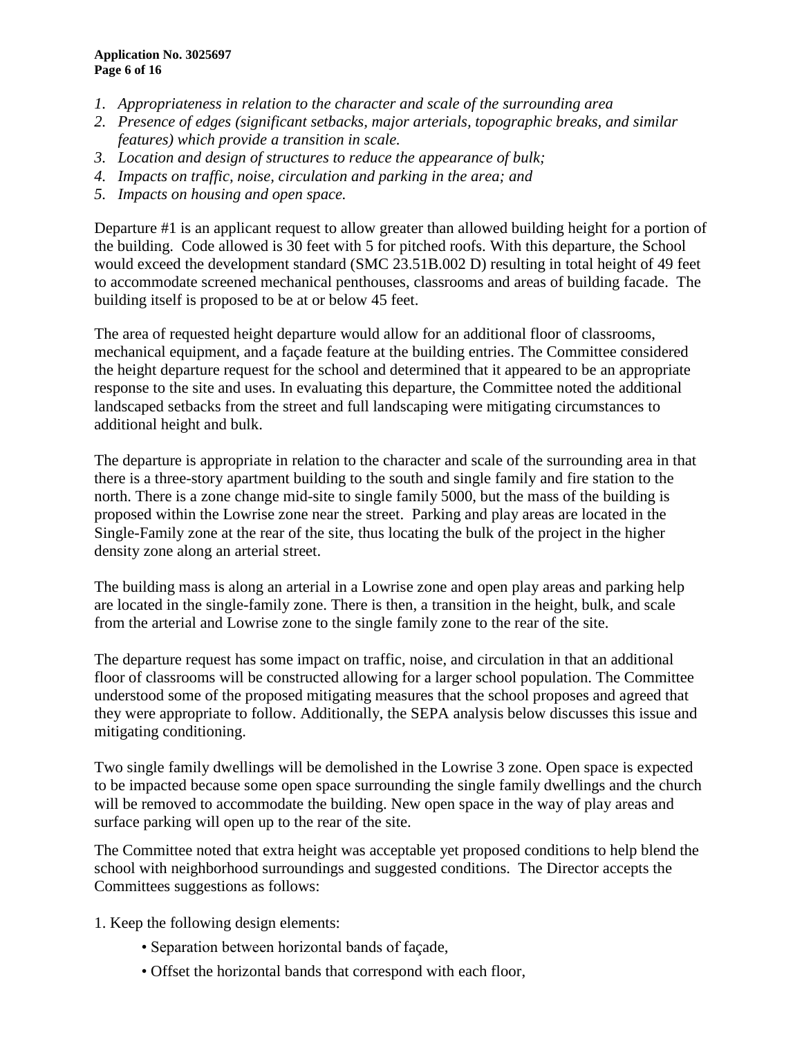1. *Appropriateness in relation to the character and scale of the surrounding area*
2. *Presence of edges (significant setbacks, major arterials, topographic breaks, and similar features) which provide a transition in scale.*
3. *Location and design of structures to reduce the appearance of bulk;*
4. *Impacts on traffic, noise, circulation and parking in the area; and*
5. *Impacts on housing and open space.*

Departure #1 is an applicant request to allow greater than allowed building height for a portion of the building. Code allowed is 30 feet with 5 for pitched roofs. With this departure, the School would exceed the development standard (SMC 23.51B.002 D) resulting in total height of 49 feet to accommodate screened mechanical penthouses, classrooms and areas of building facade. The building itself is proposed to be at or below 45 feet.

The area of requested height departure would allow for an additional floor of classrooms, mechanical equipment, and a façade feature at the building entries. The Committee considered the height departure request for the school and determined that it appeared to be an appropriate response to the site and uses. In evaluating this departure, the Committee noted the additional landscaped setbacks from the street and full landscaping were mitigating circumstances to additional height and bulk.

The departure is appropriate in relation to the character and scale of the surrounding area in that there is a three-story apartment building to the south and single family and fire station to the north. There is a zone change mid-site to single family 5000, but the mass of the building is proposed within the Lowrise zone near the street. Parking and play areas are located in the Single-Family zone at the rear of the site, thus locating the bulk of the project in the higher density zone along an arterial street.

The building mass is along an arterial in a Lowrise zone and open play areas and parking help are located in the single-family zone. There is then, a transition in the height, bulk, and scale from the arterial and Lowrise zone to the single family zone to the rear of the site.

The departure request has some impact on traffic, noise, and circulation in that an additional floor of classrooms will be constructed allowing for a larger school population. The Committee understood some of the proposed mitigating measures that the school proposes and agreed that they were appropriate to follow. Additionally, the SEPA analysis below discusses this issue and mitigating conditioning.

Two single family dwellings will be demolished in the Lowrise 3 zone. Open space is expected to be impacted because some open space surrounding the single family dwellings and the church will be removed to accommodate the building. New open space in the way of play areas and surface parking will open up to the rear of the site.

The Committee noted that extra height was acceptable yet proposed conditions to help blend the school with neighborhood surroundings and suggested conditions. The Director accepts the Committees suggestions as follows:

1. Keep the following design elements:
   - Separation between horizontal bands of façade,
   - Offset the horizontal bands that correspond with each floor,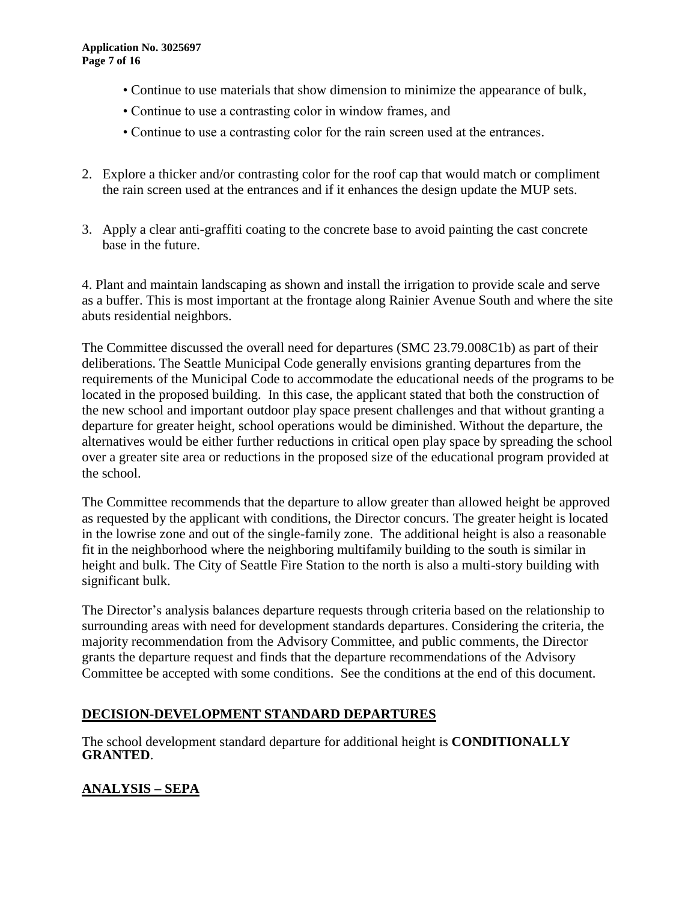- Continue to use materials that show dimension to minimize the appearance of bulk,
- Continue to use a contrasting color in window frames, and
- Continue to use a contrasting color for the rain screen used at the entrances.

2. Explore a thicker and/or contrasting color for the roof cap that would match or compliment the rain screen used at the entrances and if it enhances the design update the MUP sets.

3. Apply a clear anti-graffiti coating to the concrete base to avoid painting the cast concrete base in the future.

4. Plant and maintain landscaping as shown and install the irrigation to provide scale and serve as a buffer. This is most important at the frontage along Rainier Avenue South and where the site abuts residential neighbors.

The Committee discussed the overall need for departures (SMC 23.79.008C1b) as part of their deliberations. The Seattle Municipal Code generally envisions granting departures from the requirements of the Municipal Code to accommodate the educational needs of the programs to be located in the proposed building. In this case, the applicant stated that both the construction of the new school and important outdoor play space present challenges and that without granting a departure for greater height, school operations would be diminished. Without the departure, the alternatives would be either further reductions in critical open play space by spreading the school over a greater site area or reductions in the proposed size of the educational program provided at the school.

The Committee recommends that the departure to allow greater than allowed height be approved as requested by the applicant with conditions, the Director concurs. The greater height is located in the lowrise zone and out of the single-family zone. The additional height is also a reasonable fit in the neighborhood where the neighboring multifamily building to the south is similar in height and bulk. The City of Seattle Fire Station to the north is also a multi-story building with significant bulk.

The Director's analysis balances departure requests through criteria based on the relationship to surrounding areas with need for development standards departures. Considering the criteria, the majority recommendation from the Advisory Committee, and public comments, the Director grants the departure request and finds that the departure recommendations of the Advisory Committee be accepted with some conditions. See the conditions at the end of this document.

## DECISION-DEVELOPMENT STANDARD DEPARTURES

The school development standard departure for additional height is **CONDITIONALLY GRANTED**.

## ANALYSIS – SEPA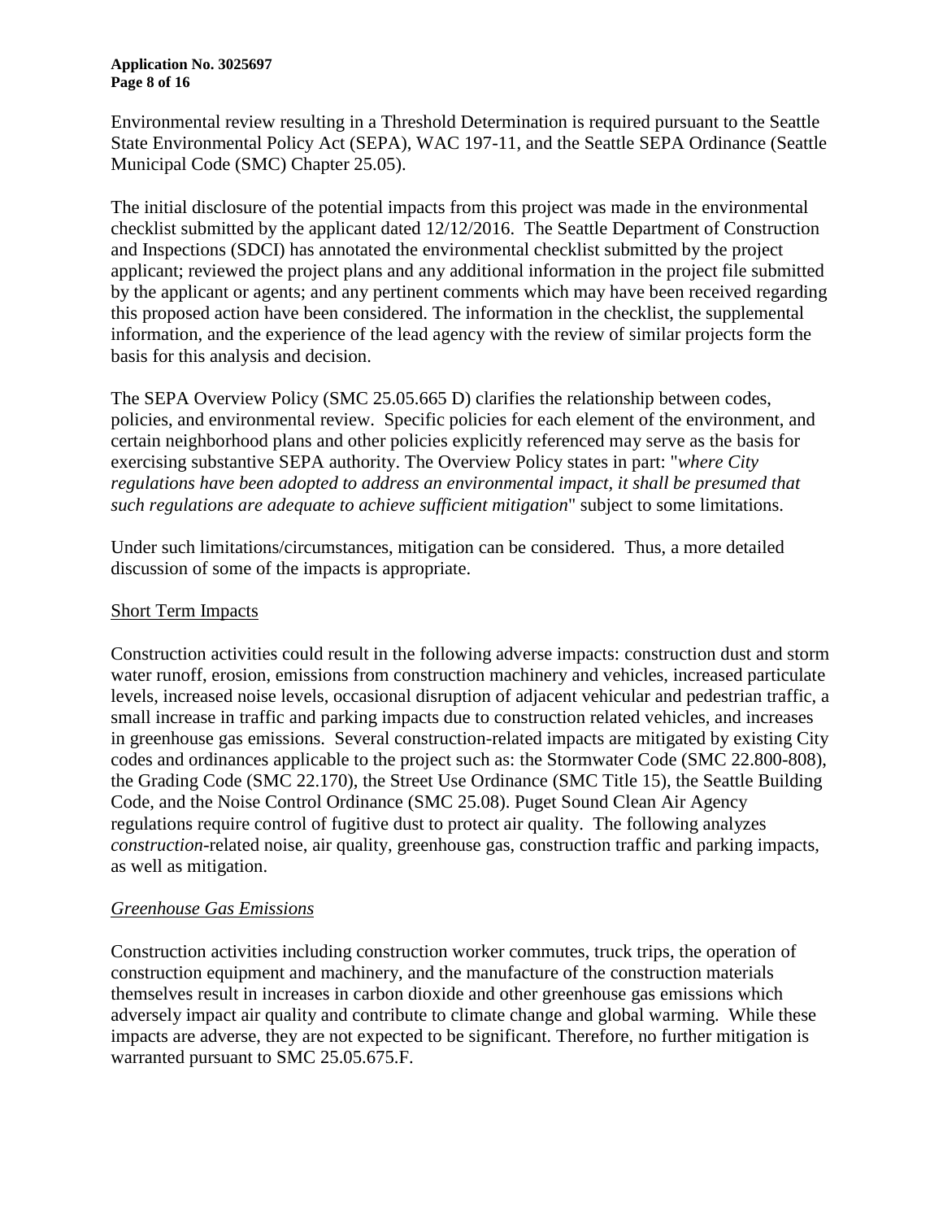Environmental review resulting in a Threshold Determination is required pursuant to the Seattle State Environmental Policy Act (SEPA), WAC 197-11, and the Seattle SEPA Ordinance (Seattle Municipal Code (SMC) Chapter 25.05).

The initial disclosure of the potential impacts from this project was made in the environmental checklist submitted by the applicant dated 12/12/2016. The Seattle Department of Construction and Inspections (SDCI) has annotated the environmental checklist submitted by the project applicant; reviewed the project plans and any additional information in the project file submitted by the applicant or agents; and any pertinent comments which may have been received regarding this proposed action have been considered. The information in the checklist, the supplemental information, and the experience of the lead agency with the review of similar projects form the basis for this analysis and decision.

The SEPA Overview Policy (SMC 25.05.665 D) clarifies the relationship between codes, policies, and environmental review. Specific policies for each element of the environment, and certain neighborhood plans and other policies explicitly referenced may serve as the basis for exercising substantive SEPA authority. The Overview Policy states in part: "*where City regulations have been adopted to address an environmental impact, it shall be presumed that such regulations are adequate to achieve sufficient mitigation*" subject to some limitations.

Under such limitations/circumstances, mitigation can be considered. Thus, a more detailed discussion of some of the impacts is appropriate.

## Short Term Impacts

Construction activities could result in the following adverse impacts: construction dust and storm water runoff, erosion, emissions from construction machinery and vehicles, increased particulate levels, increased noise levels, occasional disruption of adjacent vehicular and pedestrian traffic, a small increase in traffic and parking impacts due to construction related vehicles, and increases in greenhouse gas emissions. Several construction-related impacts are mitigated by existing City codes and ordinances applicable to the project such as: the Stormwater Code (SMC 22.800-808), the Grading Code (SMC 22.170), the Street Use Ordinance (SMC Title 15), the Seattle Building Code, and the Noise Control Ordinance (SMC 25.08). Puget Sound Clean Air Agency regulations require control of fugitive dust to protect air quality. The following analyzes *construction*-related noise, air quality, greenhouse gas, construction traffic and parking impacts, as well as mitigation.

### *Greenhouse Gas Emissions*

Construction activities including construction worker commutes, truck trips, the operation of construction equipment and machinery, and the manufacture of the construction materials themselves result in increases in carbon dioxide and other greenhouse gas emissions which adversely impact air quality and contribute to climate change and global warming. While these impacts are adverse, they are not expected to be significant. Therefore, no further mitigation is warranted pursuant to SMC 25.05.675.F.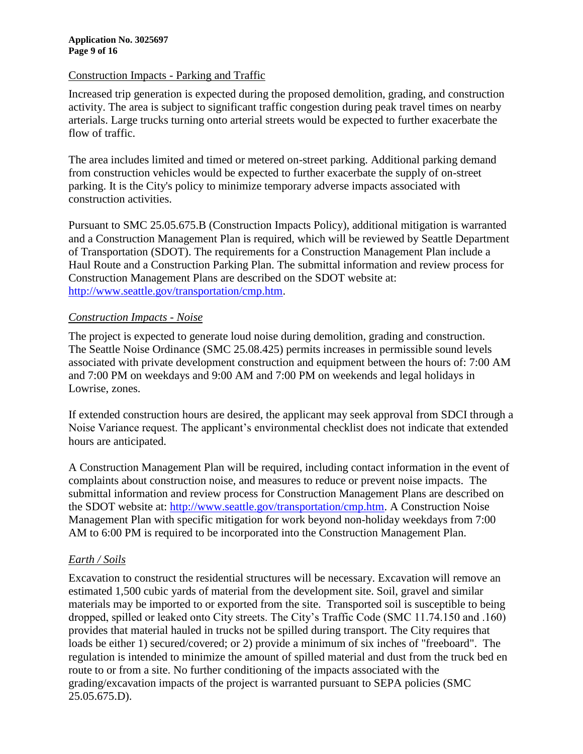<u>Construction Impacts - Parking and Traffic</u>

Increased trip generation is expected during the proposed demolition, grading, and construction activity. The area is subject to significant traffic congestion during peak travel times on nearby arterials. Large trucks turning onto arterial streets would be expected to further exacerbate the flow of traffic.

The area includes limited and timed or metered on-street parking. Additional parking demand from construction vehicles would be expected to further exacerbate the supply of on-street parking. It is the City's policy to minimize temporary adverse impacts associated with construction activities.

Pursuant to SMC 25.05.675.B (Construction Impacts Policy), additional mitigation is warranted and a Construction Management Plan is required, which will be reviewed by Seattle Department of Transportation (SDOT). The requirements for a Construction Management Plan include a Haul Route and a Construction Parking Plan. The submittal information and review process for Construction Management Plans are described on the SDOT website at: [http://www.seattle.gov/transportation/cmp.htm](http://www.seattle.gov/transportation/cmp.htm).

*<u>Construction Impacts - Noise</u>*

The project is expected to generate loud noise during demolition, grading and construction. The Seattle Noise Ordinance (SMC 25.08.425) permits increases in permissible sound levels associated with private development construction and equipment between the hours of: 7:00 AM and 7:00 PM on weekdays and 9:00 AM and 7:00 PM on weekends and legal holidays in Lowrise, zones.

If extended construction hours are desired, the applicant may seek approval from SDCI through a Noise Variance request. The applicant's environmental checklist does not indicate that extended hours are anticipated.

A Construction Management Plan will be required, including contact information in the event of complaints about construction noise, and measures to reduce or prevent noise impacts. The submittal information and review process for Construction Management Plans are described on the SDOT website at: [http://www.seattle.gov/transportation/cmp.htm](http://www.seattle.gov/transportation/cmp.htm). A Construction Noise Management Plan with specific mitigation for work beyond non-holiday weekdays from 7:00 AM to 6:00 PM is required to be incorporated into the Construction Management Plan.

*<u>Earth / Soils</u>*

Excavation to construct the residential structures will be necessary. Excavation will remove an estimated 1,500 cubic yards of material from the development site. Soil, gravel and similar materials may be imported to or exported from the site. Transported soil is susceptible to being dropped, spilled or leaked onto City streets. The City's Traffic Code (SMC 11.74.150 and .160) provides that material hauled in trucks not be spilled during transport. The City requires that loads be either 1) secured/covered; or 2) provide a minimum of six inches of "freeboard". The regulation is intended to minimize the amount of spilled material and dust from the truck bed en route to or from a site. No further conditioning of the impacts associated with the grading/excavation impacts of the project is warranted pursuant to SEPA policies (SMC 25.05.675.D).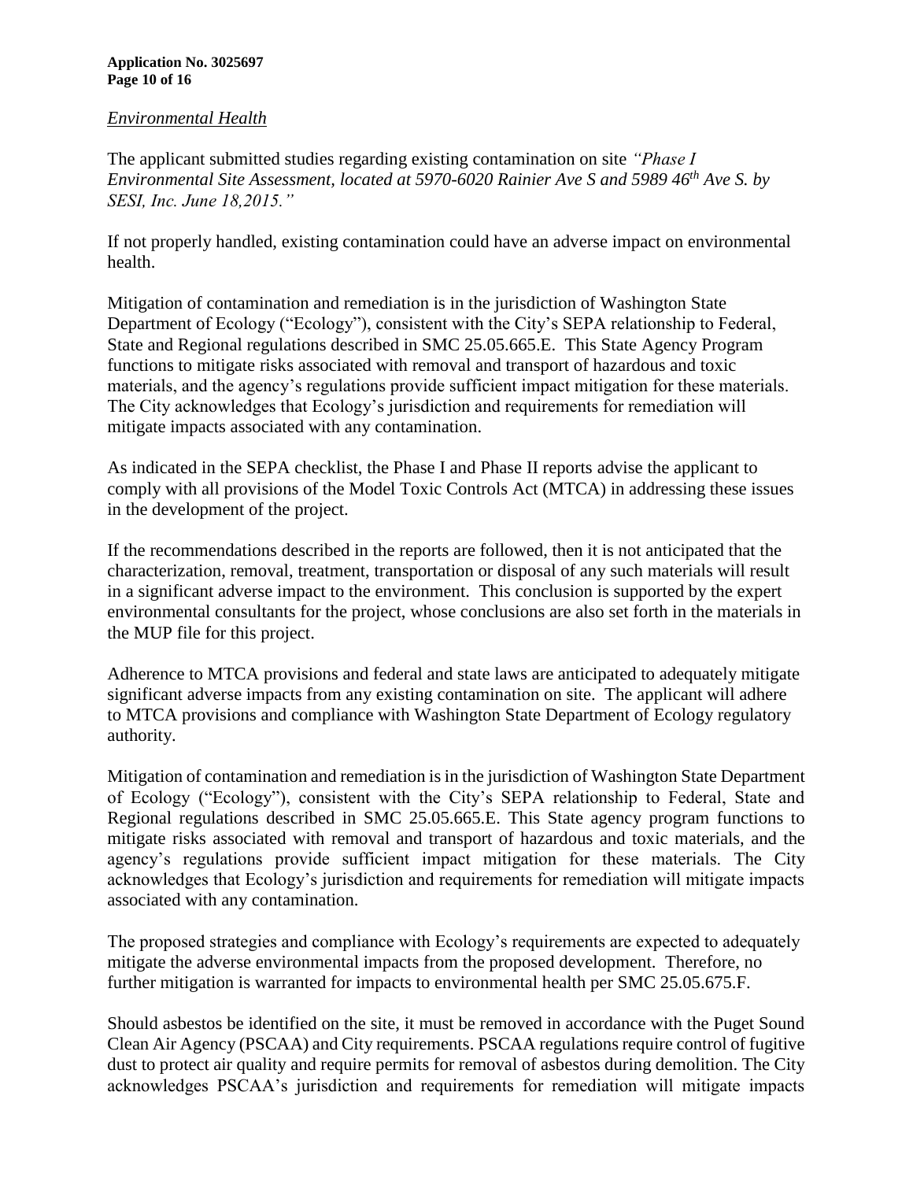*Environmental Health*

The applicant submitted studies regarding existing contamination on site *"Phase I Environmental Site Assessment, located at 5970-6020 Rainier Ave S and 5989 46th Ave S. by SESI, Inc. June 18,2015."*

If not properly handled, existing contamination could have an adverse impact on environmental health.

Mitigation of contamination and remediation is in the jurisdiction of Washington State Department of Ecology ("Ecology"), consistent with the City's SEPA relationship to Federal, State and Regional regulations described in SMC 25.05.665.E. This State Agency Program functions to mitigate risks associated with removal and transport of hazardous and toxic materials, and the agency's regulations provide sufficient impact mitigation for these materials. The City acknowledges that Ecology's jurisdiction and requirements for remediation will mitigate impacts associated with any contamination.

As indicated in the SEPA checklist, the Phase I and Phase II reports advise the applicant to comply with all provisions of the Model Toxic Controls Act (MTCA) in addressing these issues in the development of the project.

If the recommendations described in the reports are followed, then it is not anticipated that the characterization, removal, treatment, transportation or disposal of any such materials will result in a significant adverse impact to the environment. This conclusion is supported by the expert environmental consultants for the project, whose conclusions are also set forth in the materials in the MUP file for this project.

Adherence to MTCA provisions and federal and state laws are anticipated to adequately mitigate significant adverse impacts from any existing contamination on site. The applicant will adhere to MTCA provisions and compliance with Washington State Department of Ecology regulatory authority.

Mitigation of contamination and remediation is in the jurisdiction of Washington State Department of Ecology ("Ecology"), consistent with the City's SEPA relationship to Federal, State and Regional regulations described in SMC 25.05.665.E. This State agency program functions to mitigate risks associated with removal and transport of hazardous and toxic materials, and the agency's regulations provide sufficient impact mitigation for these materials. The City acknowledges that Ecology's jurisdiction and requirements for remediation will mitigate impacts associated with any contamination.

The proposed strategies and compliance with Ecology's requirements are expected to adequately mitigate the adverse environmental impacts from the proposed development. Therefore, no further mitigation is warranted for impacts to environmental health per SMC 25.05.675.F.

Should asbestos be identified on the site, it must be removed in accordance with the Puget Sound Clean Air Agency (PSCAA) and City requirements. PSCAA regulations require control of fugitive dust to protect air quality and require permits for removal of asbestos during demolition. The City acknowledges PSCAA's jurisdiction and requirements for remediation will mitigate impacts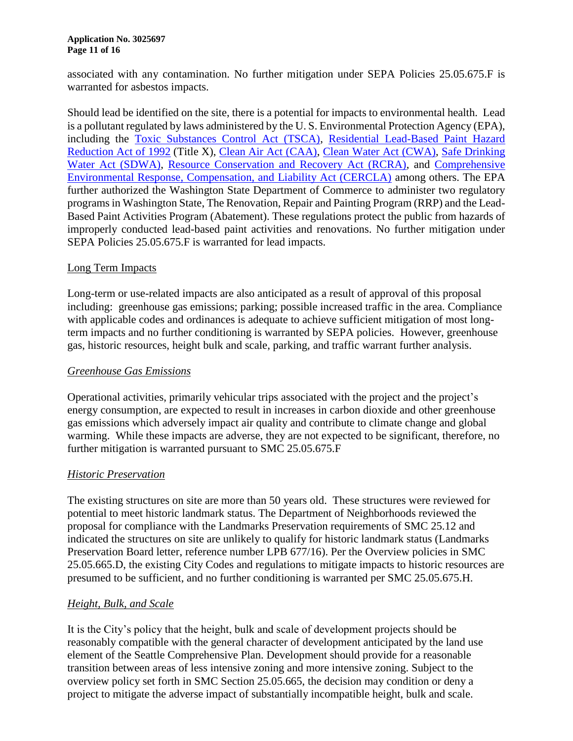associated with any contamination. No further mitigation under SEPA Policies 25.05.675.F is warranted for asbestos impacts.

Should lead be identified on the site, there is a potential for impacts to environmental health. Lead is a pollutant regulated by laws administered by the U. S. Environmental Protection Agency (EPA), including the Toxic Substances Control Act (TSCA), Residential Lead-Based Paint Hazard Reduction Act of 1992 (Title X), Clean Air Act (CAA), Clean Water Act (CWA), Safe Drinking Water Act (SDWA), Resource Conservation and Recovery Act (RCRA), and Comprehensive Environmental Response, Compensation, and Liability Act (CERCLA) among others. The EPA further authorized the Washington State Department of Commerce to administer two regulatory programs in Washington State, The Renovation, Repair and Painting Program (RRP) and the Lead-Based Paint Activities Program (Abatement). These regulations protect the public from hazards of improperly conducted lead-based paint activities and renovations. No further mitigation under SEPA Policies 25.05.675.F is warranted for lead impacts.

## Long Term Impacts

Long-term or use-related impacts are also anticipated as a result of approval of this proposal including: greenhouse gas emissions; parking; possible increased traffic in the area. Compliance with applicable codes and ordinances is adequate to achieve sufficient mitigation of most long-term impacts and no further conditioning is warranted by SEPA policies. However, greenhouse gas, historic resources, height bulk and scale, parking, and traffic warrant further analysis.

### *Greenhouse Gas Emissions*

Operational activities, primarily vehicular trips associated with the project and the project's energy consumption, are expected to result in increases in carbon dioxide and other greenhouse gas emissions which adversely impact air quality and contribute to climate change and global warming. While these impacts are adverse, they are not expected to be significant, therefore, no further mitigation is warranted pursuant to SMC 25.05.675.F

### *Historic Preservation*

The existing structures on site are more than 50 years old. These structures were reviewed for potential to meet historic landmark status. The Department of Neighborhoods reviewed the proposal for compliance with the Landmarks Preservation requirements of SMC 25.12 and indicated the structures on site are unlikely to qualify for historic landmark status (Landmarks Preservation Board letter, reference number LPB 677/16). Per the Overview policies in SMC 25.05.665.D, the existing City Codes and regulations to mitigate impacts to historic resources are presumed to be sufficient, and no further conditioning is warranted per SMC 25.05.675.H.

### *Height, Bulk, and Scale*

It is the City's policy that the height, bulk and scale of development projects should be reasonably compatible with the general character of development anticipated by the land use element of the Seattle Comprehensive Plan. Development should provide for a reasonable transition between areas of less intensive zoning and more intensive zoning. Subject to the overview policy set forth in SMC Section 25.05.665, the decision may condition or deny a project to mitigate the adverse impact of substantially incompatible height, bulk and scale.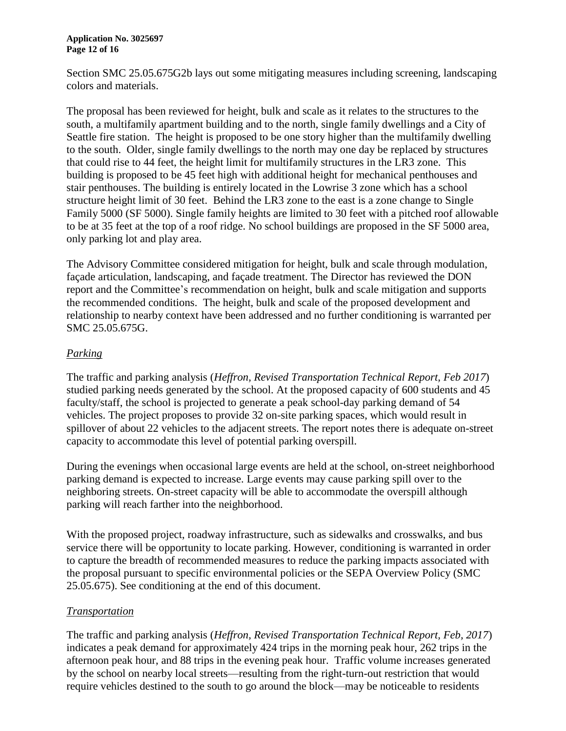Section SMC 25.05.675G2b lays out some mitigating measures including screening, landscaping colors and materials.

The proposal has been reviewed for height, bulk and scale as it relates to the structures to the south, a multifamily apartment building and to the north, single family dwellings and a City of Seattle fire station. The height is proposed to be one story higher than the multifamily dwelling to the south. Older, single family dwellings to the north may one day be replaced by structures that could rise to 44 feet, the height limit for multifamily structures in the LR3 zone. This building is proposed to be 45 feet high with additional height for mechanical penthouses and stair penthouses. The building is entirely located in the Lowrise 3 zone which has a school structure height limit of 30 feet. Behind the LR3 zone to the east is a zone change to Single Family 5000 (SF 5000). Single family heights are limited to 30 feet with a pitched roof allowable to be at 35 feet at the top of a roof ridge. No school buildings are proposed in the SF 5000 area, only parking lot and play area.

The Advisory Committee considered mitigation for height, bulk and scale through modulation, façade articulation, landscaping, and façade treatment. The Director has reviewed the DON report and the Committee's recommendation on height, bulk and scale mitigation and supports the recommended conditions. The height, bulk and scale of the proposed development and relationship to nearby context have been addressed and no further conditioning is warranted per SMC 25.05.675G.

*Parking*

The traffic and parking analysis (*Heffron, Revised Transportation Technical Report, Feb 2017*) studied parking needs generated by the school. At the proposed capacity of 600 students and 45 faculty/staff, the school is projected to generate a peak school-day parking demand of 54 vehicles. The project proposes to provide 32 on-site parking spaces, which would result in spillover of about 22 vehicles to the adjacent streets. The report notes there is adequate on-street capacity to accommodate this level of potential parking overspill.

During the evenings when occasional large events are held at the school, on-street neighborhood parking demand is expected to increase. Large events may cause parking spill over to the neighboring streets. On-street capacity will be able to accommodate the overspill although parking will reach farther into the neighborhood.

With the proposed project, roadway infrastructure, such as sidewalks and crosswalks, and bus service there will be opportunity to locate parking. However, conditioning is warranted in order to capture the breadth of recommended measures to reduce the parking impacts associated with the proposal pursuant to specific environmental policies or the SEPA Overview Policy (SMC 25.05.675). See conditioning at the end of this document.

*Transportation*

The traffic and parking analysis (*Heffron, Revised Transportation Technical Report, Feb, 2017*) indicates a peak demand for approximately 424 trips in the morning peak hour, 262 trips in the afternoon peak hour, and 88 trips in the evening peak hour. Traffic volume increases generated by the school on nearby local streets—resulting from the right-turn-out restriction that would require vehicles destined to the south to go around the block—may be noticeable to residents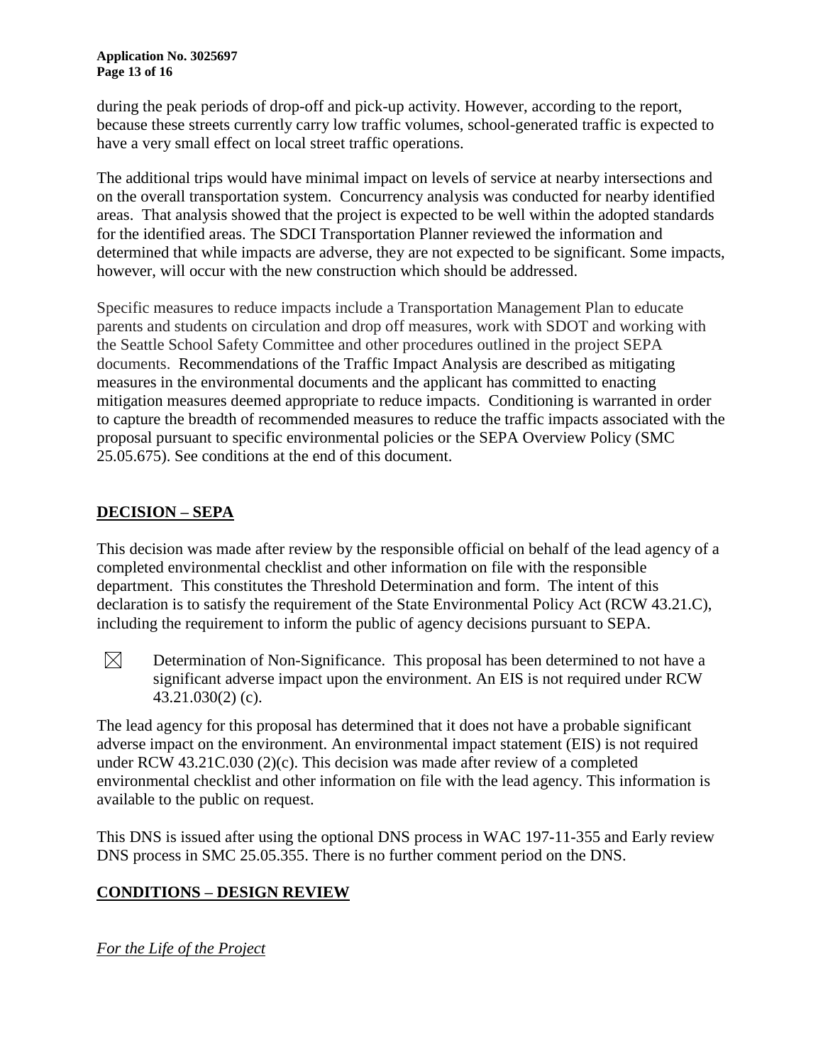during the peak periods of drop-off and pick-up activity. However, according to the report, because these streets currently carry low traffic volumes, school-generated traffic is expected to have a very small effect on local street traffic operations.

The additional trips would have minimal impact on levels of service at nearby intersections and on the overall transportation system. Concurrency analysis was conducted for nearby identified areas. That analysis showed that the project is expected to be well within the adopted standards for the identified areas. The SDCI Transportation Planner reviewed the information and determined that while impacts are adverse, they are not expected to be significant. Some impacts, however, will occur with the new construction which should be addressed.

Specific measures to reduce impacts include a Transportation Management Plan to educate parents and students on circulation and drop off measures, work with SDOT and working with the Seattle School Safety Committee and other procedures outlined in the project SEPA documents. Recommendations of the Traffic Impact Analysis are described as mitigating measures in the environmental documents and the applicant has committed to enacting mitigation measures deemed appropriate to reduce impacts. Conditioning is warranted in order to capture the breadth of recommended measures to reduce the traffic impacts associated with the proposal pursuant to specific environmental policies or the SEPA Overview Policy (SMC 25.05.675). See conditions at the end of this document.

## DECISION – SEPA

This decision was made after review by the responsible official on behalf of the lead agency of a completed environmental checklist and other information on file with the responsible department. This constitutes the Threshold Determination and form. The intent of this declaration is to satisfy the requirement of the State Environmental Policy Act (RCW 43.21.C), including the requirement to inform the public of agency decisions pursuant to SEPA.

☒ Determination of Non-Significance. This proposal has been determined to not have a significant adverse impact upon the environment. An EIS is not required under RCW 43.21.030(2) (c).

The lead agency for this proposal has determined that it does not have a probable significant adverse impact on the environment. An environmental impact statement (EIS) is not required under RCW 43.21C.030 (2)(c). This decision was made after review of a completed environmental checklist and other information on file with the lead agency. This information is available to the public on request.

This DNS is issued after using the optional DNS process in WAC 197-11-355 and Early review DNS process in SMC 25.05.355. There is no further comment period on the DNS.

## CONDITIONS – DESIGN REVIEW

*For the Life of the Project*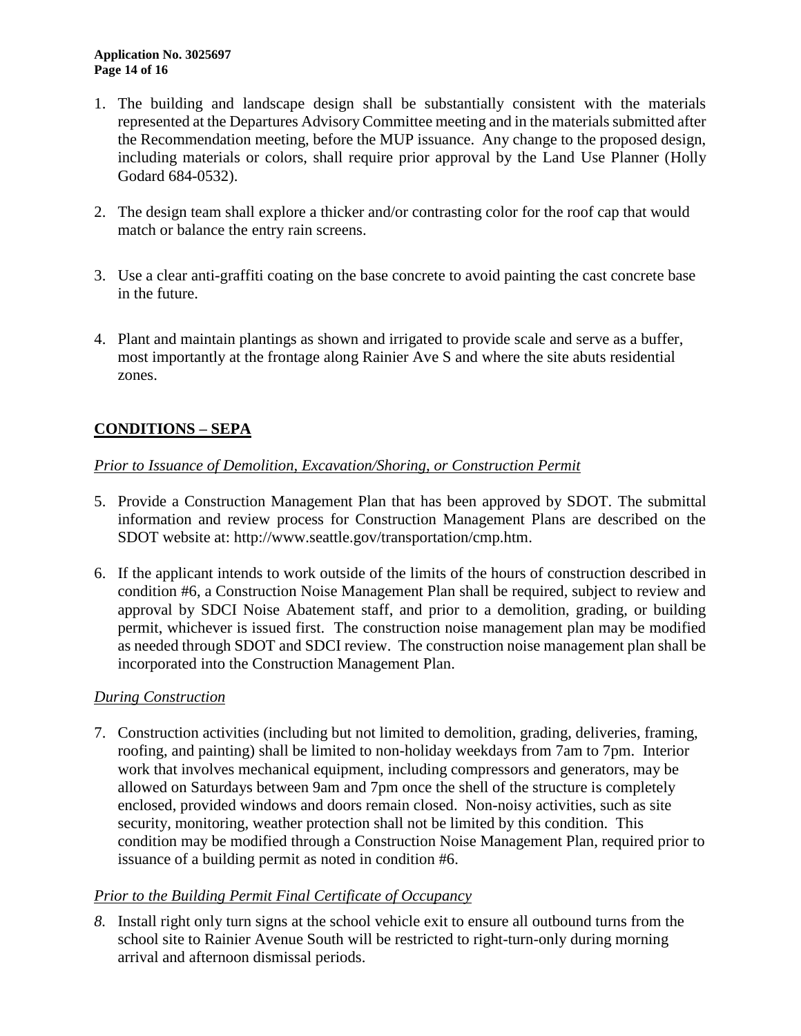1. The building and landscape design shall be substantially consistent with the materials represented at the Departures Advisory Committee meeting and in the materials submitted after the Recommendation meeting, before the MUP issuance. Any change to the proposed design, including materials or colors, shall require prior approval by the Land Use Planner (Holly Godard 684-0532).

2. The design team shall explore a thicker and/or contrasting color for the roof cap that would match or balance the entry rain screens.

3. Use a clear anti-graffiti coating on the base concrete to avoid painting the cast concrete base in the future.

4. Plant and maintain plantings as shown and irrigated to provide scale and serve as a buffer, most importantly at the frontage along Rainier Ave S and where the site abuts residential zones.

## CONDITIONS – SEPA

*Prior to Issuance of Demolition, Excavation/Shoring, or Construction Permit*

5. Provide a Construction Management Plan that has been approved by SDOT. The submittal information and review process for Construction Management Plans are described on the SDOT website at: http://www.seattle.gov/transportation/cmp.htm.

6. If the applicant intends to work outside of the limits of the hours of construction described in condition #6, a Construction Noise Management Plan shall be required, subject to review and approval by SDCI Noise Abatement staff, and prior to a demolition, grading, or building permit, whichever is issued first. The construction noise management plan may be modified as needed through SDOT and SDCI review. The construction noise management plan shall be incorporated into the Construction Management Plan.

*During Construction*

7. Construction activities (including but not limited to demolition, grading, deliveries, framing, roofing, and painting) shall be limited to non-holiday weekdays from 7am to 7pm. Interior work that involves mechanical equipment, including compressors and generators, may be allowed on Saturdays between 9am and 7pm once the shell of the structure is completely enclosed, provided windows and doors remain closed. Non-noisy activities, such as site security, monitoring, weather protection shall not be limited by this condition. This condition may be modified through a Construction Noise Management Plan, required prior to issuance of a building permit as noted in condition #6.

*Prior to the Building Permit Final Certificate of Occupancy*

8. Install right only turn signs at the school vehicle exit to ensure all outbound turns from the school site to Rainier Avenue South will be restricted to right-turn-only during morning arrival and afternoon dismissal periods.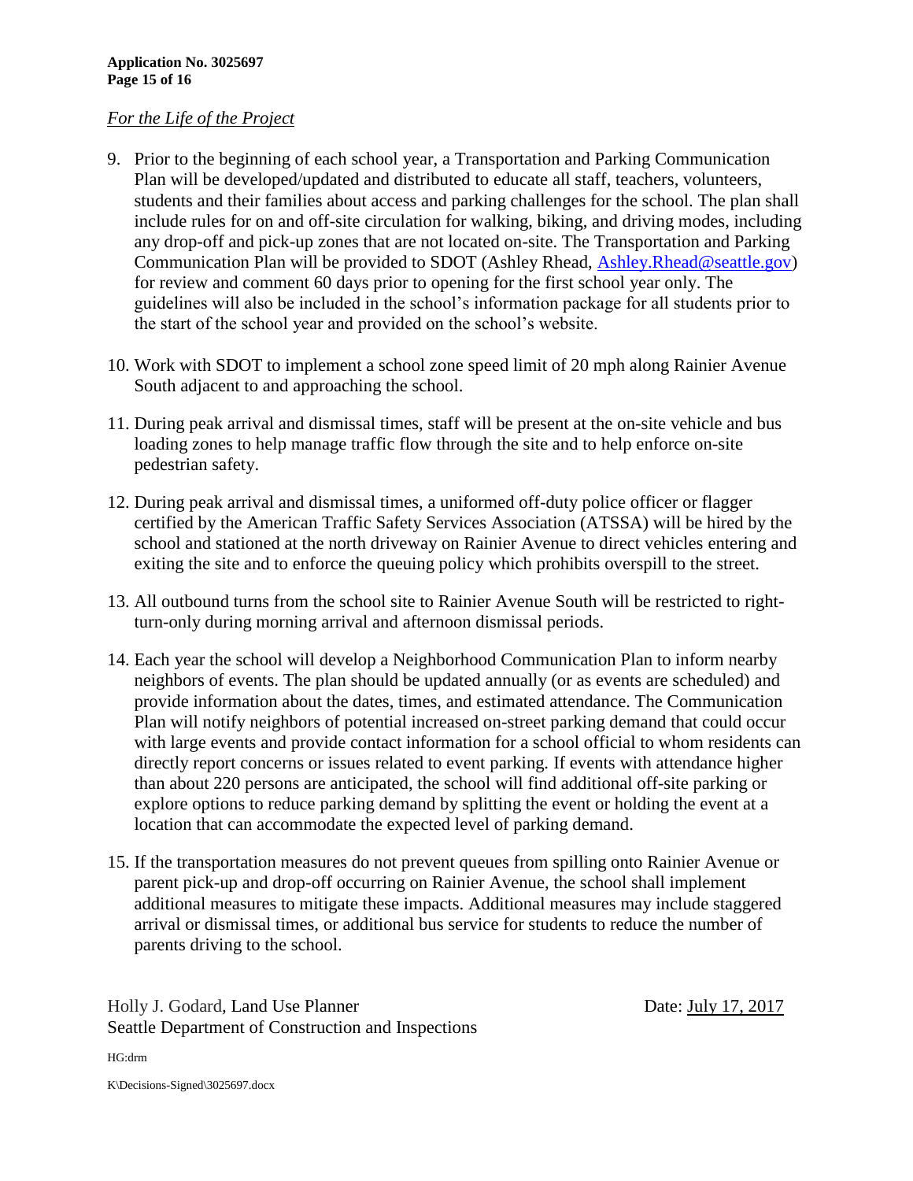*For the Life of the Project*

9. Prior to the beginning of each school year, a Transportation and Parking Communication Plan will be developed/updated and distributed to educate all staff, teachers, volunteers, students and their families about access and parking challenges for the school. The plan shall include rules for on and off-site circulation for walking, biking, and driving modes, including any drop-off and pick-up zones that are not located on-site. The Transportation and Parking Communication Plan will be provided to SDOT (Ashley Rhead, Ashley.Rhead@seattle.gov) for review and comment 60 days prior to opening for the first school year only. The guidelines will also be included in the school's information package for all students prior to the start of the school year and provided on the school's website.

10. Work with SDOT to implement a school zone speed limit of 20 mph along Rainier Avenue South adjacent to and approaching the school.

11. During peak arrival and dismissal times, staff will be present at the on-site vehicle and bus loading zones to help manage traffic flow through the site and to help enforce on-site pedestrian safety.

12. During peak arrival and dismissal times, a uniformed off-duty police officer or flagger certified by the American Traffic Safety Services Association (ATSSA) will be hired by the school and stationed at the north driveway on Rainier Avenue to direct vehicles entering and exiting the site and to enforce the queuing policy which prohibits overspill to the street.

13. All outbound turns from the school site to Rainier Avenue South will be restricted to right-turn-only during morning arrival and afternoon dismissal periods.

14. Each year the school will develop a Neighborhood Communication Plan to inform nearby neighbors of events. The plan should be updated annually (or as events are scheduled) and provide information about the dates, times, and estimated attendance. The Communication Plan will notify neighbors of potential increased on-street parking demand that could occur with large events and provide contact information for a school official to whom residents can directly report concerns or issues related to event parking. If events with attendance higher than about 220 persons are anticipated, the school will find additional off-site parking or explore options to reduce parking demand by splitting the event or holding the event at a location that can accommodate the expected level of parking demand.

15. If the transportation measures do not prevent queues from spilling onto Rainier Avenue or parent pick-up and drop-off occurring on Rainier Avenue, the school shall implement additional measures to mitigate these impacts. Additional measures may include staggered arrival or dismissal times, or additional bus service for students to reduce the number of parents driving to the school.

Holly J. Godard, Land Use Planner
Seattle Department of Construction and Inspections

Date: July 17, 2017

HG:drm

K\Decisions-Signed\3025697.docx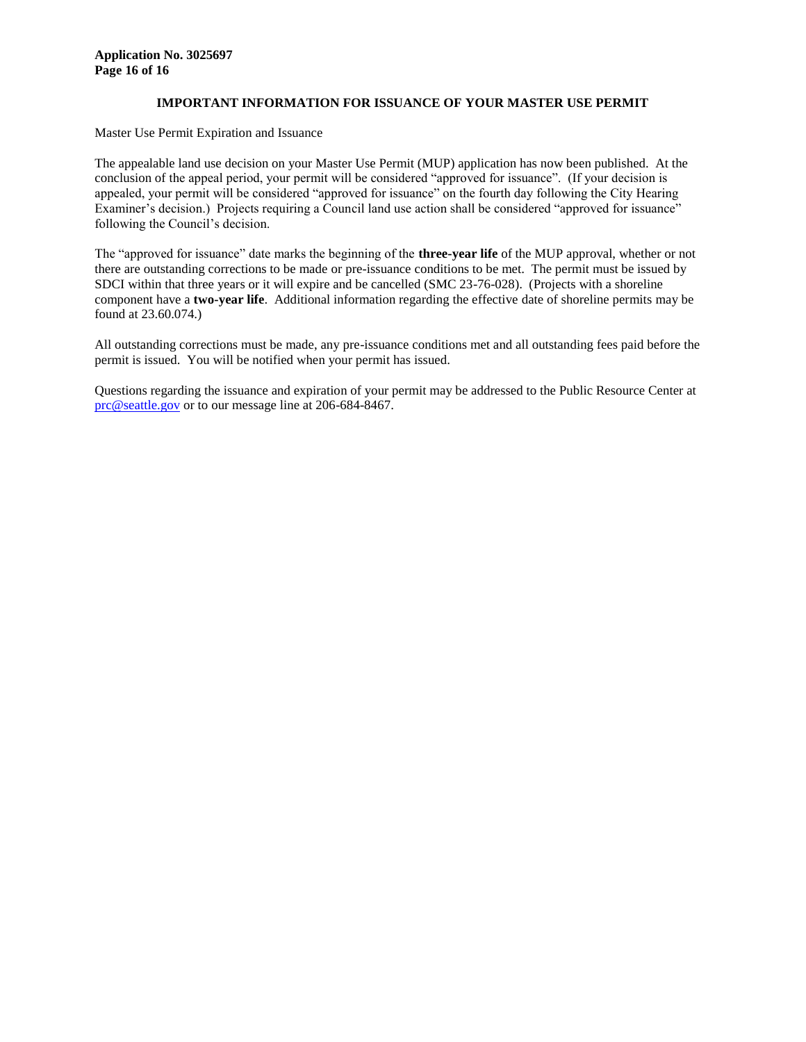## IMPORTANT INFORMATION FOR ISSUANCE OF YOUR MASTER USE PERMIT

Master Use Permit Expiration and Issuance

The appealable land use decision on your Master Use Permit (MUP) application has now been published. At the conclusion of the appeal period, your permit will be considered "approved for issuance". (If your decision is appealed, your permit will be considered "approved for issuance" on the fourth day following the City Hearing Examiner's decision.) Projects requiring a Council land use action shall be considered "approved for issuance" following the Council's decision.

The "approved for issuance" date marks the beginning of the **three-year life** of the MUP approval, whether or not there are outstanding corrections to be made or pre-issuance conditions to be met. The permit must be issued by SDCI within that three years or it will expire and be cancelled (SMC 23-76-028). (Projects with a shoreline component have a **two-year life**. Additional information regarding the effective date of shoreline permits may be found at 23.60.074.)

All outstanding corrections must be made, any pre-issuance conditions met and all outstanding fees paid before the permit is issued. You will be notified when your permit has issued.

Questions regarding the issuance and expiration of your permit may be addressed to the Public Resource Center at prc@seattle.gov or to our message line at 206-684-8467.